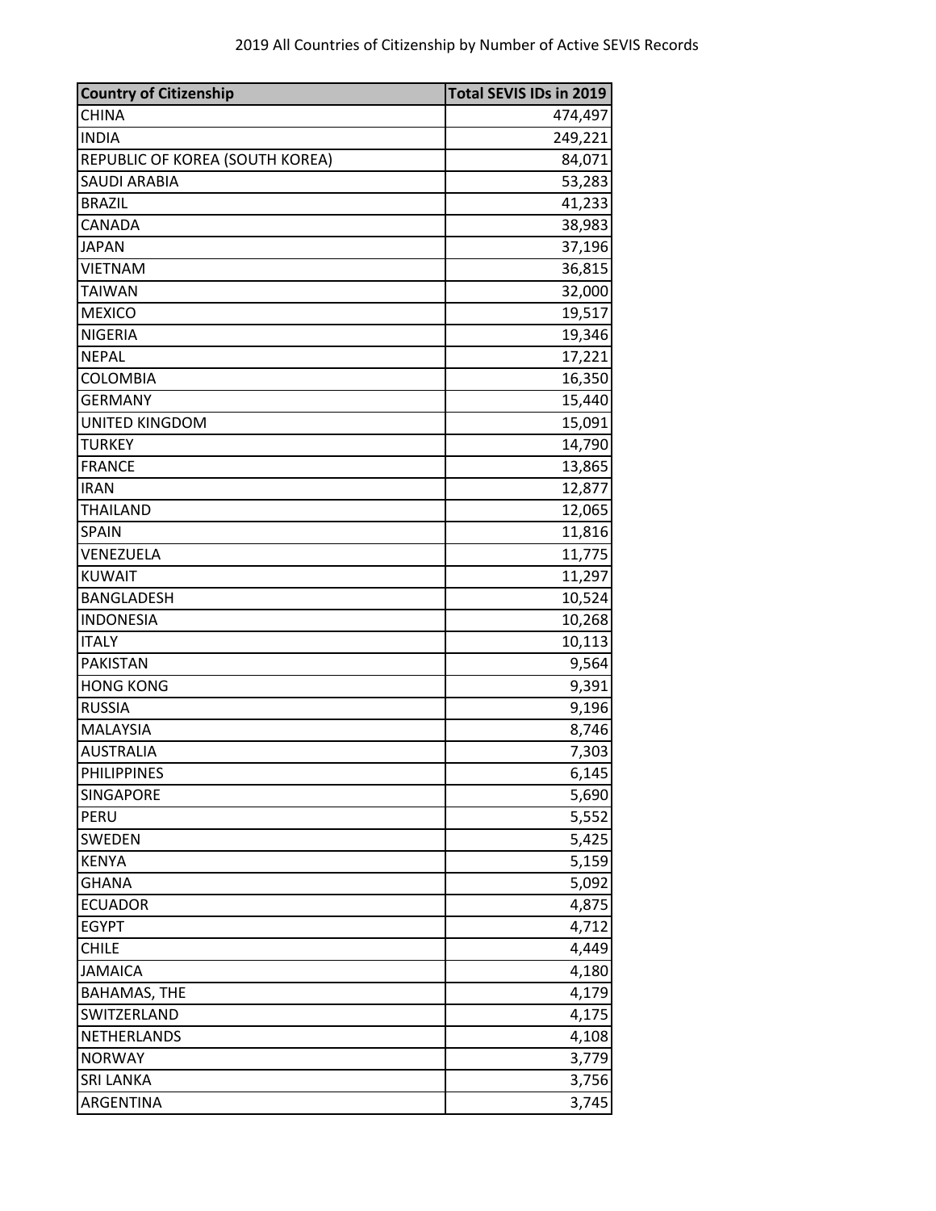2019 All Countries of Citizenship by Number of Active SEVIS Records

| Country of Citizenship | Total SEVIS IDs in 2019 |
|---|---|
| CHINA | 474,497 |
| INDIA | 249,221 |
| REPUBLIC OF KOREA (SOUTH KOREA) | 84,071 |
| SAUDI ARABIA | 53,283 |
| BRAZIL | 41,233 |
| CANADA | 38,983 |
| JAPAN | 37,196 |
| VIETNAM | 36,815 |
| TAIWAN | 32,000 |
| MEXICO | 19,517 |
| NIGERIA | 19,346 |
| NEPAL | 17,221 |
| COLOMBIA | 16,350 |
| GERMANY | 15,440 |
| UNITED KINGDOM | 15,091 |
| TURKEY | 14,790 |
| FRANCE | 13,865 |
| IRAN | 12,877 |
| THAILAND | 12,065 |
| SPAIN | 11,816 |
| VENEZUELA | 11,775 |
| KUWAIT | 11,297 |
| BANGLADESH | 10,524 |
| INDONESIA | 10,268 |
| ITALY | 10,113 |
| PAKISTAN | 9,564 |
| HONG KONG | 9,391 |
| RUSSIA | 9,196 |
| MALAYSIA | 8,746 |
| AUSTRALIA | 7,303 |
| PHILIPPINES | 6,145 |
| SINGAPORE | 5,690 |
| PERU | 5,552 |
| SWEDEN | 5,425 |
| KENYA | 5,159 |
| GHANA | 5,092 |
| ECUADOR | 4,875 |
| EGYPT | 4,712 |
| CHILE | 4,449 |
| JAMAICA | 4,180 |
| BAHAMAS, THE | 4,179 |
| SWITZERLAND | 4,175 |
| NETHERLANDS | 4,108 |
| NORWAY | 3,779 |
| SRI LANKA | 3,756 |
| ARGENTINA | 3,745 |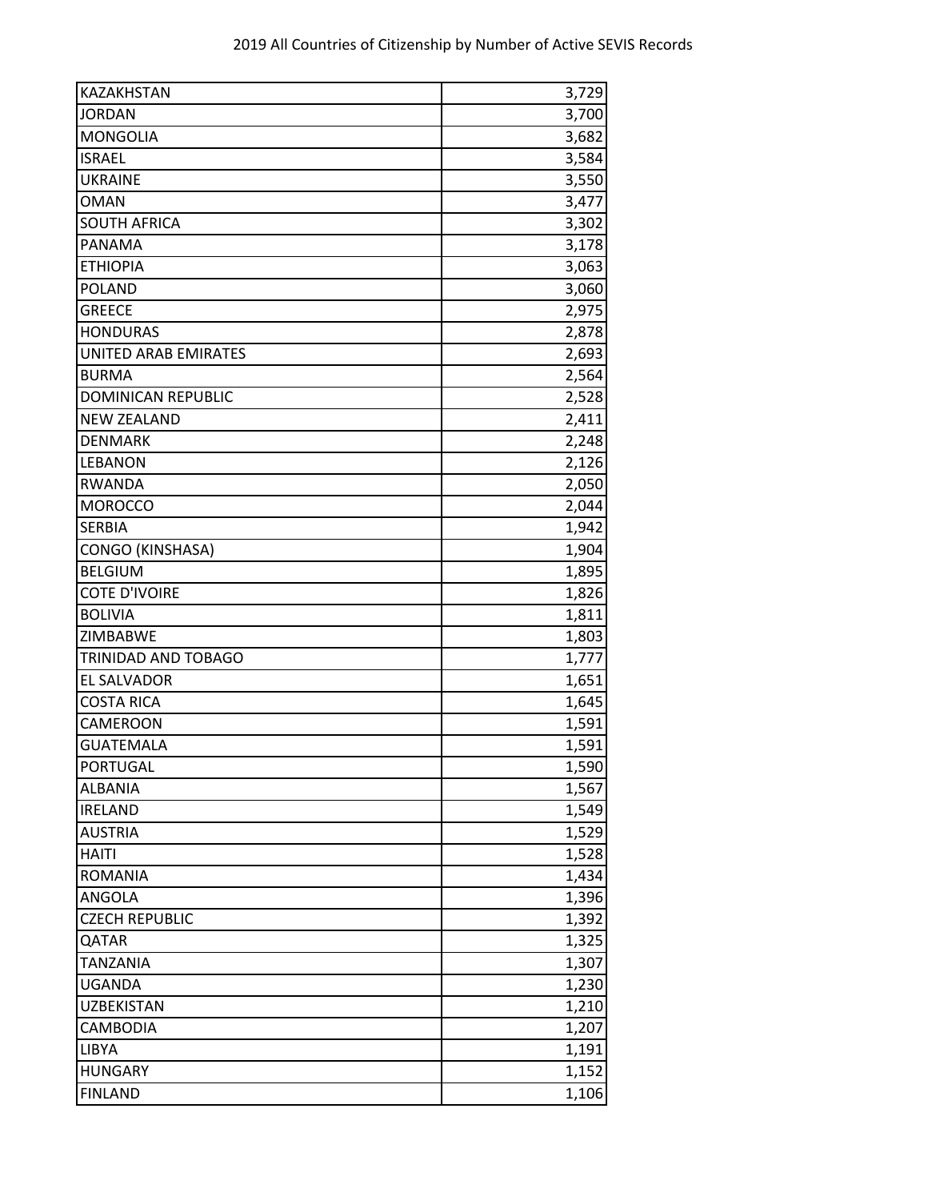| KAZAKHSTAN | 3,729 |
|---|---:|
| JORDAN | 3,700 |
| MONGOLIA | 3,682 |
| ISRAEL | 3,584 |
| UKRAINE | 3,550 |
| OMAN | 3,477 |
| SOUTH AFRICA | 3,302 |
| PANAMA | 3,178 |
| ETHIOPIA | 3,063 |
| POLAND | 3,060 |
| GREECE | 2,975 |
| HONDURAS | 2,878 |
| UNITED ARAB EMIRATES | 2,693 |
| BURMA | 2,564 |
| DOMINICAN REPUBLIC | 2,528 |
| NEW ZEALAND | 2,411 |
| DENMARK | 2,248 |
| LEBANON | 2,126 |
| RWANDA | 2,050 |
| MOROCCO | 2,044 |
| SERBIA | 1,942 |
| CONGO (KINSHASA) | 1,904 |
| BELGIUM | 1,895 |
| COTE D'IVOIRE | 1,826 |
| BOLIVIA | 1,811 |
| ZIMBABWE | 1,803 |
| TRINIDAD AND TOBAGO | 1,777 |
| EL SALVADOR | 1,651 |
| COSTA RICA | 1,645 |
| CAMEROON | 1,591 |
| GUATEMALA | 1,591 |
| PORTUGAL | 1,590 |
| ALBANIA | 1,567 |
| IRELAND | 1,549 |
| AUSTRIA | 1,529 |
| HAITI | 1,528 |
| ROMANIA | 1,434 |
| ANGOLA | 1,396 |
| CZECH REPUBLIC | 1,392 |
| QATAR | 1,325 |
| TANZANIA | 1,307 |
| UGANDA | 1,230 |
| UZBEKISTAN | 1,210 |
| CAMBODIA | 1,207 |
| LIBYA | 1,191 |
| HUNGARY | 1,152 |
| FINLAND | 1,106 |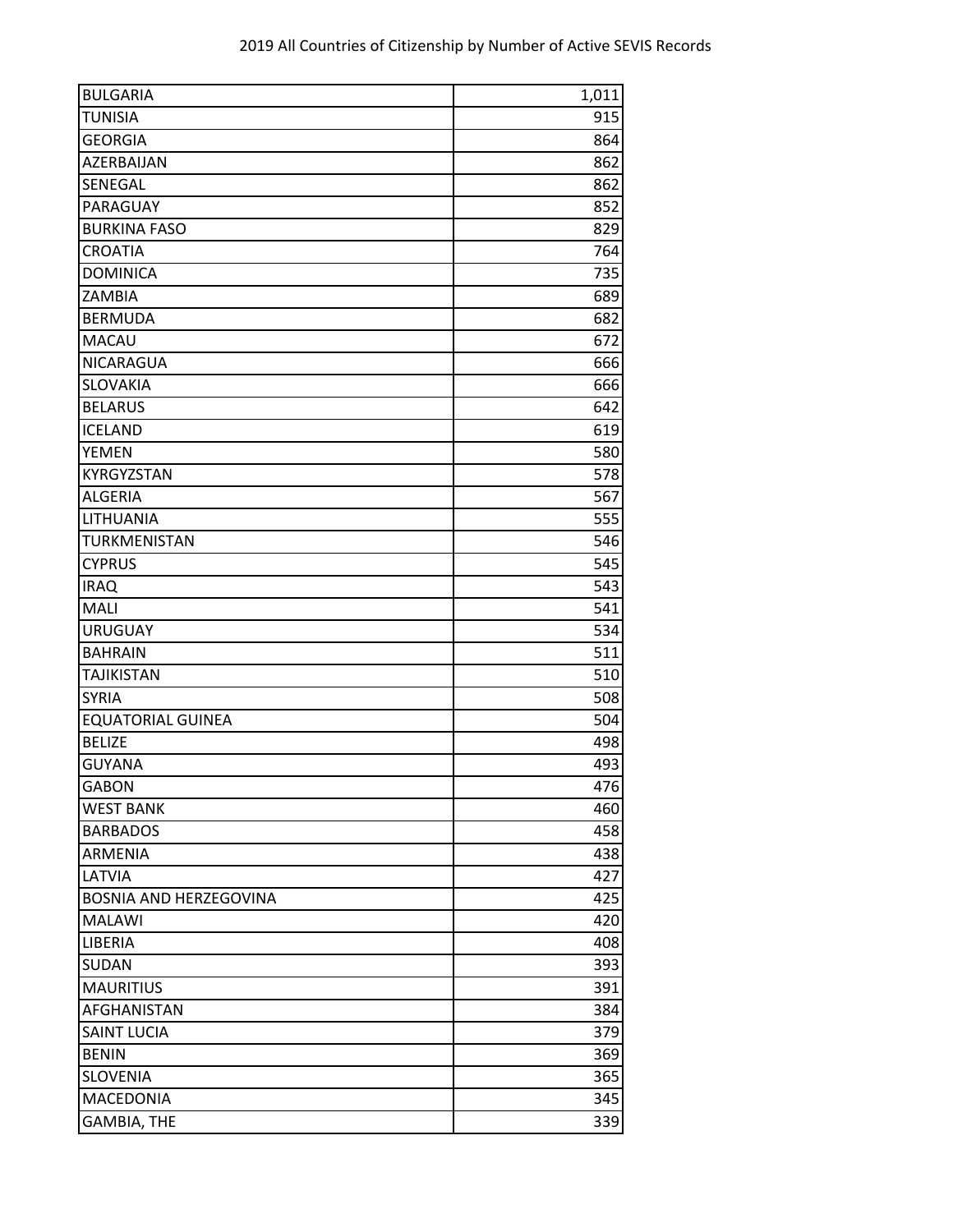| BULGARIA | 1,011 |
|---|---:|
| TUNISIA | 915 |
| GEORGIA | 864 |
| AZERBAIJAN | 862 |
| SENEGAL | 862 |
| PARAGUAY | 852 |
| BURKINA FASO | 829 |
| CROATIA | 764 |
| DOMINICA | 735 |
| ZAMBIA | 689 |
| BERMUDA | 682 |
| MACAU | 672 |
| NICARAGUA | 666 |
| SLOVAKIA | 666 |
| BELARUS | 642 |
| ICELAND | 619 |
| YEMEN | 580 |
| KYRGYZSTAN | 578 |
| ALGERIA | 567 |
| LITHUANIA | 555 |
| TURKMENISTAN | 546 |
| CYPRUS | 545 |
| IRAQ | 543 |
| MALI | 541 |
| URUGUAY | 534 |
| BAHRAIN | 511 |
| TAJIKISTAN | 510 |
| SYRIA | 508 |
| EQUATORIAL GUINEA | 504 |
| BELIZE | 498 |
| GUYANA | 493 |
| GABON | 476 |
| WEST BANK | 460 |
| BARBADOS | 458 |
| ARMENIA | 438 |
| LATVIA | 427 |
| BOSNIA AND HERZEGOVINA | 425 |
| MALAWI | 420 |
| LIBERIA | 408 |
| SUDAN | 393 |
| MAURITIUS | 391 |
| AFGHANISTAN | 384 |
| SAINT LUCIA | 379 |
| BENIN | 369 |
| SLOVENIA | 365 |
| MACEDONIA | 345 |
| GAMBIA, THE | 339 |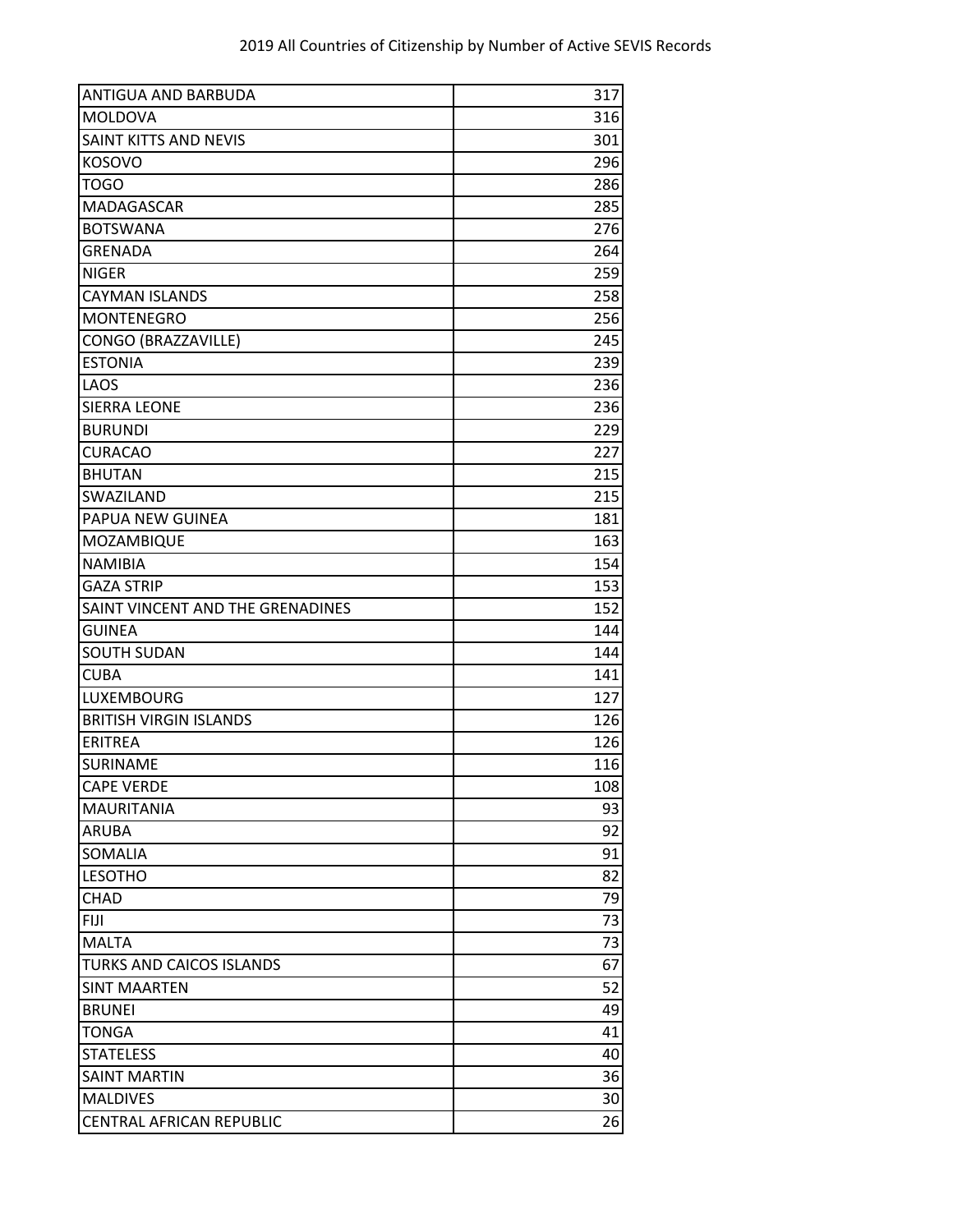| ANTIGUA AND BARBUDA | 317 |
| --- | --- |
| MOLDOVA | 316 |
| SAINT KITTS AND NEVIS | 301 |
| KOSOVO | 296 |
| TOGO | 286 |
| MADAGASCAR | 285 |
| BOTSWANA | 276 |
| GRENADA | 264 |
| NIGER | 259 |
| CAYMAN ISLANDS | 258 |
| MONTENEGRO | 256 |
| CONGO (BRAZZAVILLE) | 245 |
| ESTONIA | 239 |
| LAOS | 236 |
| SIERRA LEONE | 236 |
| BURUNDI | 229 |
| CURACAO | 227 |
| BHUTAN | 215 |
| SWAZILAND | 215 |
| PAPUA NEW GUINEA | 181 |
| MOZAMBIQUE | 163 |
| NAMIBIA | 154 |
| GAZA STRIP | 153 |
| SAINT VINCENT AND THE GRENADINES | 152 |
| GUINEA | 144 |
| SOUTH SUDAN | 144 |
| CUBA | 141 |
| LUXEMBOURG | 127 |
| BRITISH VIRGIN ISLANDS | 126 |
| ERITREA | 126 |
| SURINAME | 116 |
| CAPE VERDE | 108 |
| MAURITANIA | 93 |
| ARUBA | 92 |
| SOMALIA | 91 |
| LESOTHO | 82 |
| CHAD | 79 |
| FIJI | 73 |
| MALTA | 73 |
| TURKS AND CAICOS ISLANDS | 67 |
| SINT MAARTEN | 52 |
| BRUNEI | 49 |
| TONGA | 41 |
| STATELESS | 40 |
| SAINT MARTIN | 36 |
| MALDIVES | 30 |
| CENTRAL AFRICAN REPUBLIC | 26 |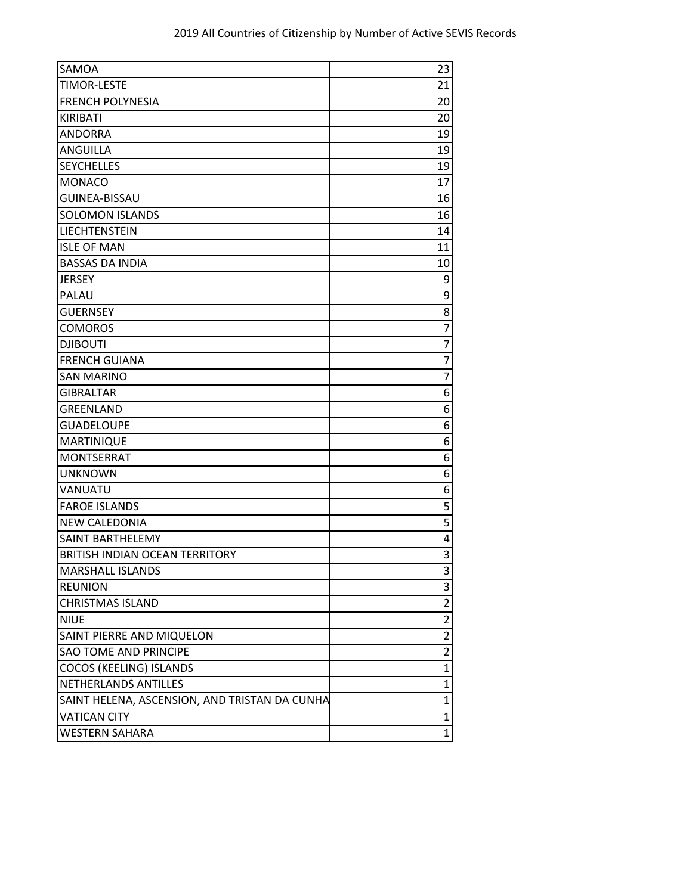| | |
|---|---|
| SAMOA | 23 |
| TIMOR-LESTE | 21 |
| FRENCH POLYNESIA | 20 |
| KIRIBATI | 20 |
| ANDORRA | 19 |
| ANGUILLA | 19 |
| SEYCHELLES | 19 |
| MONACO | 17 |
| GUINEA-BISSAU | 16 |
| SOLOMON ISLANDS | 16 |
| LIECHTENSTEIN | 14 |
| ISLE OF MAN | 11 |
| BASSAS DA INDIA | 10 |
| JERSEY | 9 |
| PALAU | 9 |
| GUERNSEY | 8 |
| COMOROS | 7 |
| DJIBOUTI | 7 |
| FRENCH GUIANA | 7 |
| SAN MARINO | 7 |
| GIBRALTAR | 6 |
| GREENLAND | 6 |
| GUADELOUPE | 6 |
| MARTINIQUE | 6 |
| MONTSERRAT | 6 |
| UNKNOWN | 6 |
| VANUATU | 6 |
| FAROE ISLANDS | 5 |
| NEW CALEDONIA | 5 |
| SAINT BARTHELEMY | 4 |
| BRITISH INDIAN OCEAN TERRITORY | 3 |
| MARSHALL ISLANDS | 3 |
| REUNION | 3 |
| CHRISTMAS ISLAND | 2 |
| NIUE | 2 |
| SAINT PIERRE AND MIQUELON | 2 |
| SAO TOME AND PRINCIPE | 2 |
| COCOS (KEELING) ISLANDS | 1 |
| NETHERLANDS ANTILLES | 1 |
| SAINT HELENA, ASCENSION, AND TRISTAN DA CUNHA | 1 |
| VATICAN CITY | 1 |
| WESTERN SAHARA | 1 |